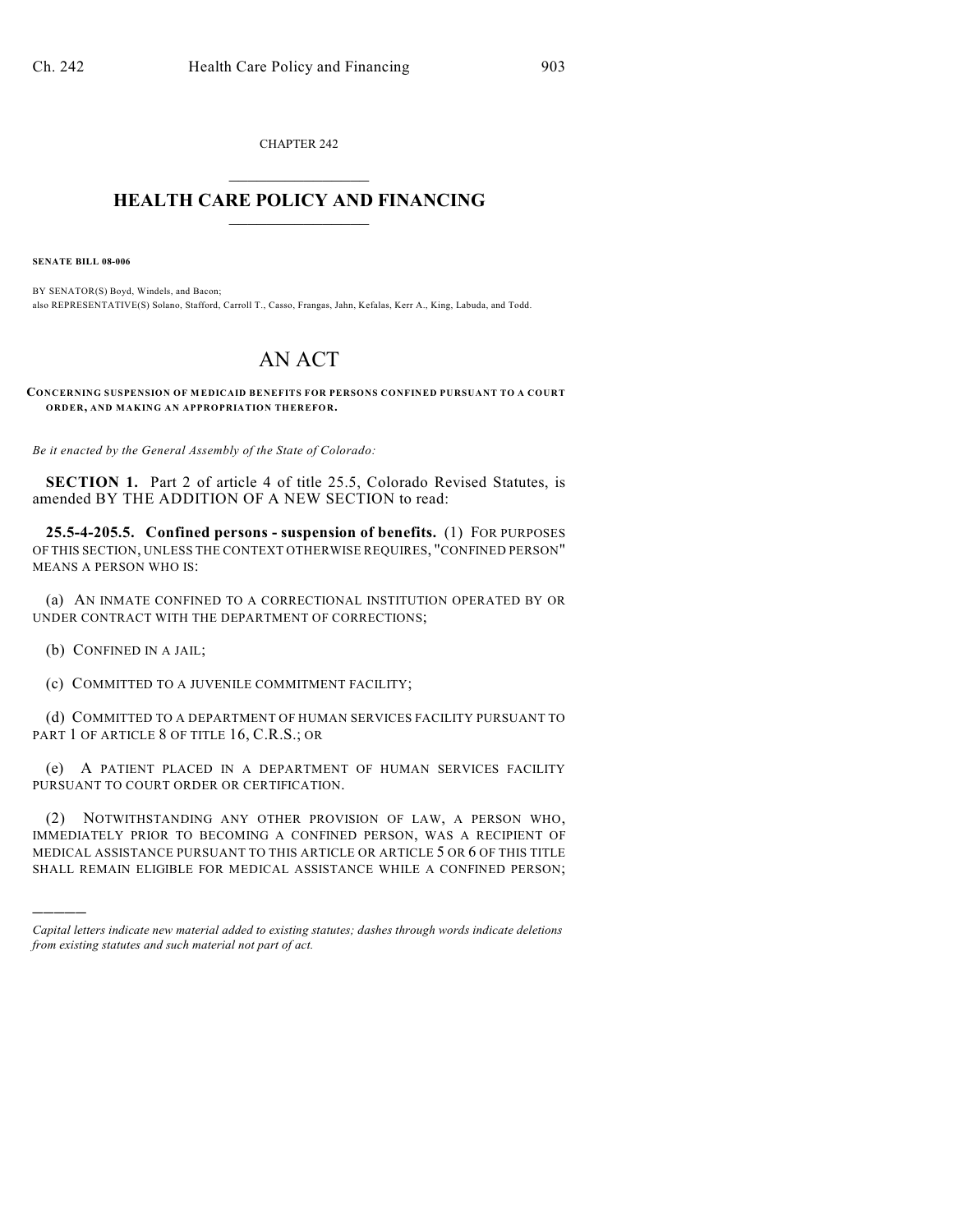CHAPTER 242

# HEALTH CARE POLICY AND FINANCING

**SENATE BILL 08-006**

BY SENATOR(S) Boyd, Windels, and Bacon;
also REPRESENTATIVE(S) Solano, Stafford, Carroll T., Casso, Frangas, Jahn, Kefalas, Kerr A., King, Labuda, and Todd.

# AN ACT

**CONCERNING SUSPENSION OF MEDICAID BENEFITS FOR PERSONS CONFINED PURSUANT TO A COURT ORDER, AND MAKING AN APPROPRIATION THEREFOR.**

*Be it enacted by the General Assembly of the State of Colorado:*

**SECTION 1.** Part 2 of article 4 of title 25.5, Colorado Revised Statutes, is amended BY THE ADDITION OF A NEW SECTION to read:

**25.5-4-205.5. Confined persons - suspension of benefits.** (1) FOR PURPOSES OF THIS SECTION, UNLESS THE CONTEXT OTHERWISE REQUIRES, "CONFINED PERSON" MEANS A PERSON WHO IS:

(a) AN INMATE CONFINED TO A CORRECTIONAL INSTITUTION OPERATED BY OR UNDER CONTRACT WITH THE DEPARTMENT OF CORRECTIONS;

(b) CONFINED IN A JAIL;

(c) COMMITTED TO A JUVENILE COMMITMENT FACILITY;

(d) COMMITTED TO A DEPARTMENT OF HUMAN SERVICES FACILITY PURSUANT TO PART 1 OF ARTICLE 8 OF TITLE 16, C.R.S.; OR

(e) A PATIENT PLACED IN A DEPARTMENT OF HUMAN SERVICES FACILITY PURSUANT TO COURT ORDER OR CERTIFICATION.

(2) NOTWITHSTANDING ANY OTHER PROVISION OF LAW, A PERSON WHO, IMMEDIATELY PRIOR TO BECOMING A CONFINED PERSON, WAS A RECIPIENT OF MEDICAL ASSISTANCE PURSUANT TO THIS ARTICLE OR ARTICLE 5 OR 6 OF THIS TITLE SHALL REMAIN ELIGIBLE FOR MEDICAL ASSISTANCE WHILE A CONFINED PERSON;

---

*Capital letters indicate new material added to existing statutes; dashes through words indicate deletions from existing statutes and such material not part of act.*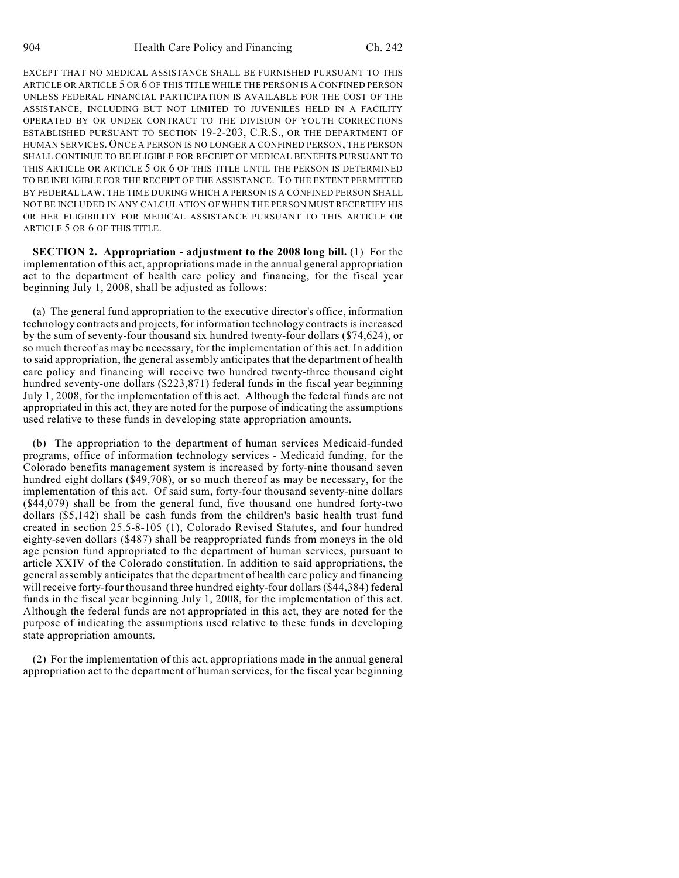EXCEPT THAT NO MEDICAL ASSISTANCE SHALL BE FURNISHED PURSUANT TO THIS ARTICLE OR ARTICLE 5 OR 6 OF THIS TITLE WHILE THE PERSON IS A CONFINED PERSON UNLESS FEDERAL FINANCIAL PARTICIPATION IS AVAILABLE FOR THE COST OF THE ASSISTANCE, INCLUDING BUT NOT LIMITED TO JUVENILES HELD IN A FACILITY OPERATED BY OR UNDER CONTRACT TO THE DIVISION OF YOUTH CORRECTIONS ESTABLISHED PURSUANT TO SECTION 19-2-203, C.R.S., OR THE DEPARTMENT OF HUMAN SERVICES. ONCE A PERSON IS NO LONGER A CONFINED PERSON, THE PERSON SHALL CONTINUE TO BE ELIGIBLE FOR RECEIPT OF MEDICAL BENEFITS PURSUANT TO THIS ARTICLE OR ARTICLE 5 OR 6 OF THIS TITLE UNTIL THE PERSON IS DETERMINED TO BE INELIGIBLE FOR THE RECEIPT OF THE ASSISTANCE. TO THE EXTENT PERMITTED BY FEDERAL LAW, THE TIME DURING WHICH A PERSON IS A CONFINED PERSON SHALL NOT BE INCLUDED IN ANY CALCULATION OF WHEN THE PERSON MUST RECERTIFY HIS OR HER ELIGIBILITY FOR MEDICAL ASSISTANCE PURSUANT TO THIS ARTICLE OR ARTICLE 5 OR 6 OF THIS TITLE.

**SECTION 2. Appropriation - adjustment to the 2008 long bill.** (1) For the implementation of this act, appropriations made in the annual general appropriation act to the department of health care policy and financing, for the fiscal year beginning July 1, 2008, shall be adjusted as follows:

(a) The general fund appropriation to the executive director's office, information technology contracts and projects, for information technology contracts is increased by the sum of seventy-four thousand six hundred twenty-four dollars ($74,624), or so much thereof as may be necessary, for the implementation of this act. In addition to said appropriation, the general assembly anticipates that the department of health care policy and financing will receive two hundred twenty-three thousand eight hundred seventy-one dollars ($223,871) federal funds in the fiscal year beginning July 1, 2008, for the implementation of this act. Although the federal funds are not appropriated in this act, they are noted for the purpose of indicating the assumptions used relative to these funds in developing state appropriation amounts.

(b) The appropriation to the department of human services Medicaid-funded programs, office of information technology services - Medicaid funding, for the Colorado benefits management system is increased by forty-nine thousand seven hundred eight dollars ($49,708), or so much thereof as may be necessary, for the implementation of this act. Of said sum, forty-four thousand seventy-nine dollars ($44,079) shall be from the general fund, five thousand one hundred forty-two dollars ($5,142) shall be cash funds from the children's basic health trust fund created in section 25.5-8-105 (1), Colorado Revised Statutes, and four hundred eighty-seven dollars ($487) shall be reappropriated funds from moneys in the old age pension fund appropriated to the department of human services, pursuant to article XXIV of the Colorado constitution. In addition to said appropriations, the general assembly anticipates that the department of health care policy and financing will receive forty-four thousand three hundred eighty-four dollars ($44,384) federal funds in the fiscal year beginning July 1, 2008, for the implementation of this act. Although the federal funds are not appropriated in this act, they are noted for the purpose of indicating the assumptions used relative to these funds in developing state appropriation amounts.

(2) For the implementation of this act, appropriations made in the annual general appropriation act to the department of human services, for the fiscal year beginning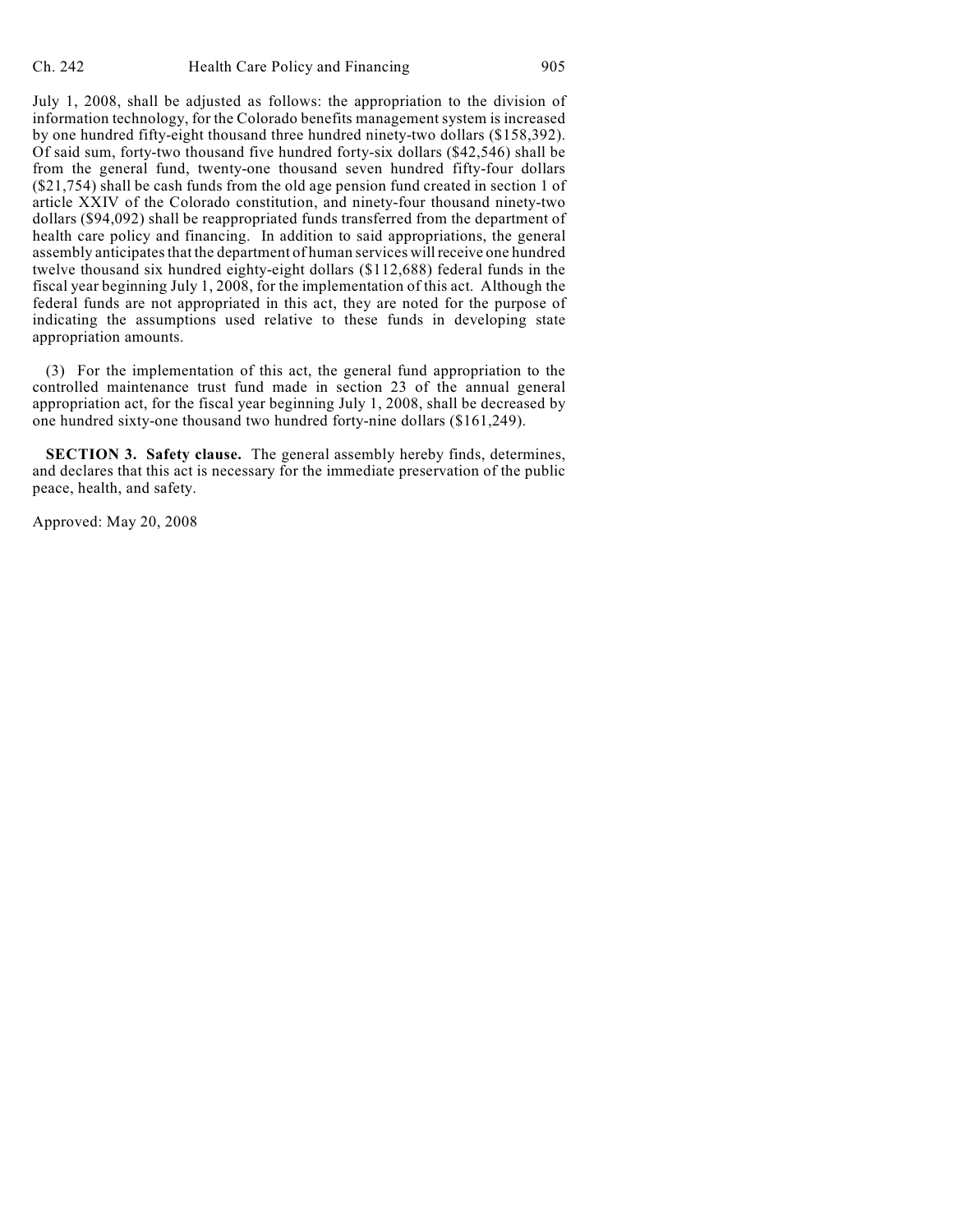July 1, 2008, shall be adjusted as follows: the appropriation to the division of information technology, for the Colorado benefits management system is increased by one hundred fifty-eight thousand three hundred ninety-two dollars ($158,392). Of said sum, forty-two thousand five hundred forty-six dollars ($42,546) shall be from the general fund, twenty-one thousand seven hundred fifty-four dollars ($21,754) shall be cash funds from the old age pension fund created in section 1 of article XXIV of the Colorado constitution, and ninety-four thousand ninety-two dollars ($94,092) shall be reappropriated funds transferred from the department of health care policy and financing. In addition to said appropriations, the general assembly anticipates that the department of human services will receive one hundred twelve thousand six hundred eighty-eight dollars ($112,688) federal funds in the fiscal year beginning July 1, 2008, for the implementation of this act. Although the federal funds are not appropriated in this act, they are noted for the purpose of indicating the assumptions used relative to these funds in developing state appropriation amounts.

(3) For the implementation of this act, the general fund appropriation to the controlled maintenance trust fund made in section 23 of the annual general appropriation act, for the fiscal year beginning July 1, 2008, shall be decreased by one hundred sixty-one thousand two hundred forty-nine dollars ($161,249).

**SECTION 3. Safety clause.** The general assembly hereby finds, determines, and declares that this act is necessary for the immediate preservation of the public peace, health, and safety.

Approved: May 20, 2008